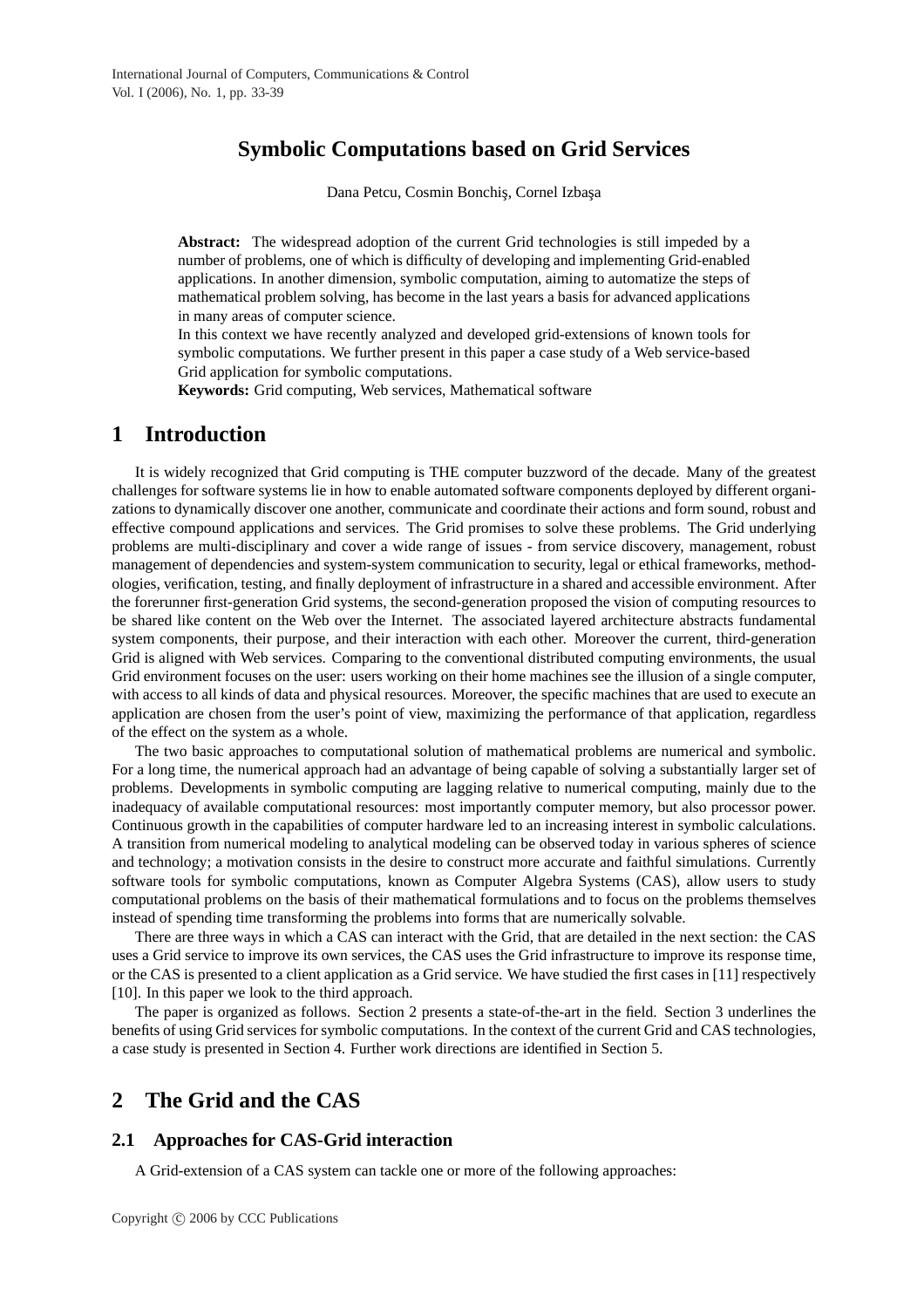# Symbolic Computations based on Grid Services

Dana Petcu, Cosmin Bonchiş, Cornel Izbaşa

**Abstract:** The widespread adoption of the current Grid technologies is still impeded by a number of problems, one of which is difficulty of developing and implementing Grid-enabled applications. In another dimension, symbolic computation, aiming to automatize the steps of mathematical problem solving, has become in the last years a basis for advanced applications in many areas of computer science.

In this context we have recently analyzed and developed grid-extensions of known tools for symbolic computations. We further present in this paper a case study of a Web service-based Grid application for symbolic computations.

**Keywords:** Grid computing, Web services, Mathematical software

## 1 Introduction

It is widely recognized that Grid computing is THE computer buzzword of the decade. Many of the greatest challenges for software systems lie in how to enable automated software components deployed by different organizations to dynamically discover one another, communicate and coordinate their actions and form sound, robust and effective compound applications and services. The Grid promises to solve these problems. The Grid underlying problems are multi-disciplinary and cover a wide range of issues - from service discovery, management, robust management of dependencies and system-system communication to security, legal or ethical frameworks, methodologies, verification, testing, and finally deployment of infrastructure in a shared and accessible environment. After the forerunner first-generation Grid systems, the second-generation proposed the vision of computing resources to be shared like content on the Web over the Internet. The associated layered architecture abstracts fundamental system components, their purpose, and their interaction with each other. Moreover the current, third-generation Grid is aligned with Web services. Comparing to the conventional distributed computing environments, the usual Grid environment focuses on the user: users working on their home machines see the illusion of a single computer, with access to all kinds of data and physical resources. Moreover, the specific machines that are used to execute an application are chosen from the user's point of view, maximizing the performance of that application, regardless of the effect on the system as a whole.

The two basic approaches to computational solution of mathematical problems are numerical and symbolic. For a long time, the numerical approach had an advantage of being capable of solving a substantially larger set of problems. Developments in symbolic computing are lagging relative to numerical computing, mainly due to the inadequacy of available computational resources: most importantly computer memory, but also processor power. Continuous growth in the capabilities of computer hardware led to an increasing interest in symbolic calculations. A transition from numerical modeling to analytical modeling can be observed today in various spheres of science and technology; a motivation consists in the desire to construct more accurate and faithful simulations. Currently software tools for symbolic computations, known as Computer Algebra Systems (CAS), allow users to study computational problems on the basis of their mathematical formulations and to focus on the problems themselves instead of spending time transforming the problems into forms that are numerically solvable.

There are three ways in which a CAS can interact with the Grid, that are detailed in the next section: the CAS uses a Grid service to improve its own services, the CAS uses the Grid infrastructure to improve its response time, or the CAS is presented to a client application as a Grid service. We have studied the first cases in [11] respectively [10]. In this paper we look to the third approach.

The paper is organized as follows. Section 2 presents a state-of-the-art in the field. Section 3 underlines the benefits of using Grid services for symbolic computations. In the context of the current Grid and CAS technologies, a case study is presented in Section 4. Further work directions are identified in Section 5.

## 2 The Grid and the CAS

### 2.1 Approaches for CAS-Grid interaction

A Grid-extension of a CAS system can tackle one or more of the following approaches: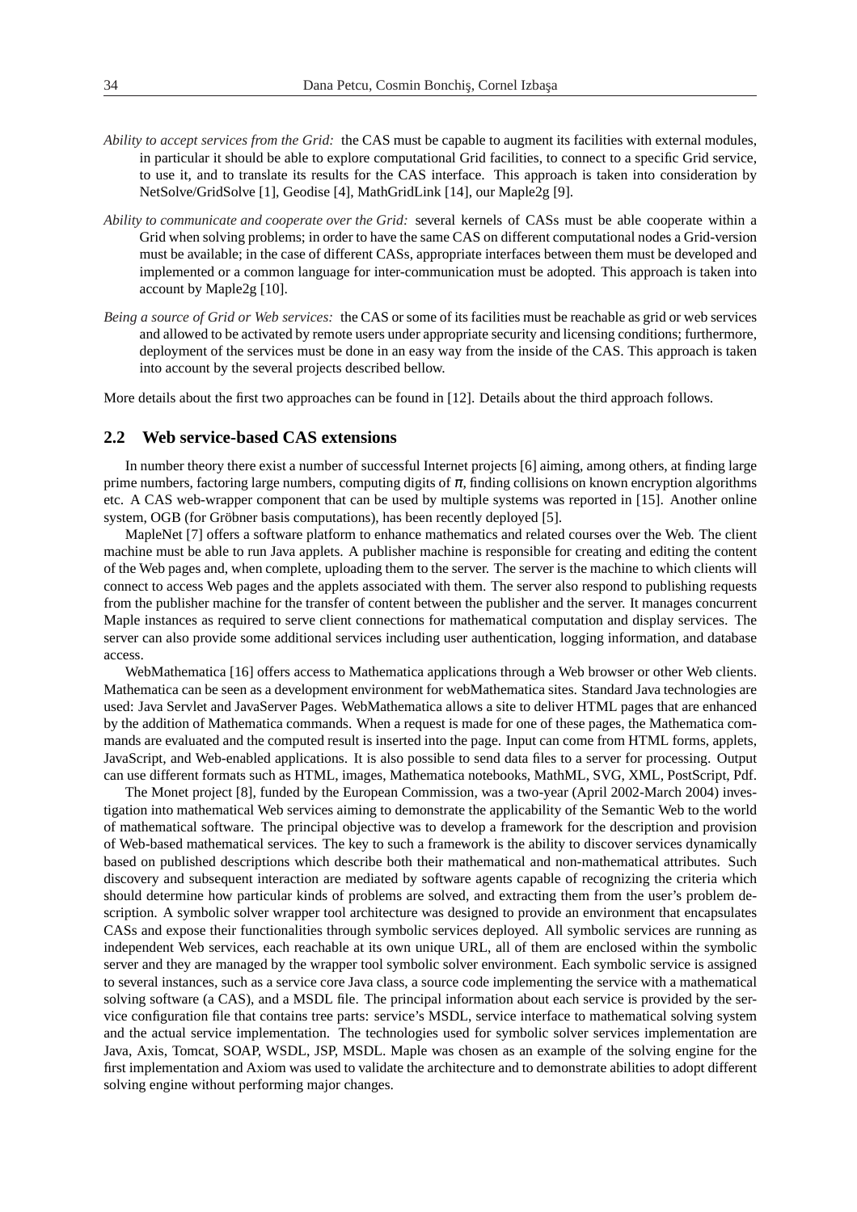*Ability to accept services from the Grid:* the CAS must be capable to augment its facilities with external modules, in particular it should be able to explore computational Grid facilities, to connect to a specific Grid service, to use it, and to translate its results for the CAS interface. This approach is taken into consideration by NetSolve/GridSolve [1], Geodise [4], MathGridLink [14], our Maple2g [9].

*Ability to communicate and cooperate over the Grid:* several kernels of CASs must be able cooperate within a Grid when solving problems; in order to have the same CAS on different computational nodes a Grid-version must be available; in the case of different CASs, appropriate interfaces between them must be developed and implemented or a common language for inter-communication must be adopted. This approach is taken into account by Maple2g [10].

*Being a source of Grid or Web services:* the CAS or some of its facilities must be reachable as grid or web services and allowed to be activated by remote users under appropriate security and licensing conditions; furthermore, deployment of the services must be done in an easy way from the inside of the CAS. This approach is taken into account by the several projects described bellow.

More details about the first two approaches can be found in [12]. Details about the third approach follows.

## 2.2 Web service-based CAS extensions

In number theory there exist a number of successful Internet projects [6] aiming, among others, at finding large prime numbers, factoring large numbers, computing digits of $\pi$, finding collisions on known encryption algorithms etc. A CAS web-wrapper component that can be used by multiple systems was reported in [15]. Another online system, OGB (for Gröbner basis computations), has been recently deployed [5].

MapleNet [7] offers a software platform to enhance mathematics and related courses over the Web. The client machine must be able to run Java applets. A publisher machine is responsible for creating and editing the content of the Web pages and, when complete, uploading them to the server. The server is the machine to which clients will connect to access Web pages and the applets associated with them. The server also respond to publishing requests from the publisher machine for the transfer of content between the publisher and the server. It manages concurrent Maple instances as required to serve client connections for mathematical computation and display services. The server can also provide some additional services including user authentication, logging information, and database access.

WebMathematica [16] offers access to Mathematica applications through a Web browser or other Web clients. Mathematica can be seen as a development environment for webMathematica sites. Standard Java technologies are used: Java Servlet and JavaServer Pages. WebMathematica allows a site to deliver HTML pages that are enhanced by the addition of Mathematica commands. When a request is made for one of these pages, the Mathematica commands are evaluated and the computed result is inserted into the page. Input can come from HTML forms, applets, JavaScript, and Web-enabled applications. It is also possible to send data files to a server for processing. Output can use different formats such as HTML, images, Mathematica notebooks, MathML, SVG, XML, PostScript, Pdf.

The Monet project [8], funded by the European Commission, was a two-year (April 2002-March 2004) investigation into mathematical Web services aiming to demonstrate the applicability of the Semantic Web to the world of mathematical software. The principal objective was to develop a framework for the description and provision of Web-based mathematical services. The key to such a framework is the ability to discover services dynamically based on published descriptions which describe both their mathematical and non-mathematical attributes. Such discovery and subsequent interaction are mediated by software agents capable of recognizing the criteria which should determine how particular kinds of problems are solved, and extracting them from the user's problem description. A symbolic solver wrapper tool architecture was designed to provide an environment that encapsulates CASs and expose their functionalities through symbolic services deployed. All symbolic services are running as independent Web services, each reachable at its own unique URL, all of them are enclosed within the symbolic server and they are managed by the wrapper tool symbolic solver environment. Each symbolic service is assigned to several instances, such as a service core Java class, a source code implementing the service with a mathematical solving software (a CAS), and a MSDL file. The principal information about each service is provided by the service configuration file that contains tree parts: service's MSDL, service interface to mathematical solving system and the actual service implementation. The technologies used for symbolic solver services implementation are Java, Axis, Tomcat, SOAP, WSDL, JSP, MSDL. Maple was chosen as an example of the solving engine for the first implementation and Axiom was used to validate the architecture and to demonstrate abilities to adopt different solving engine without performing major changes.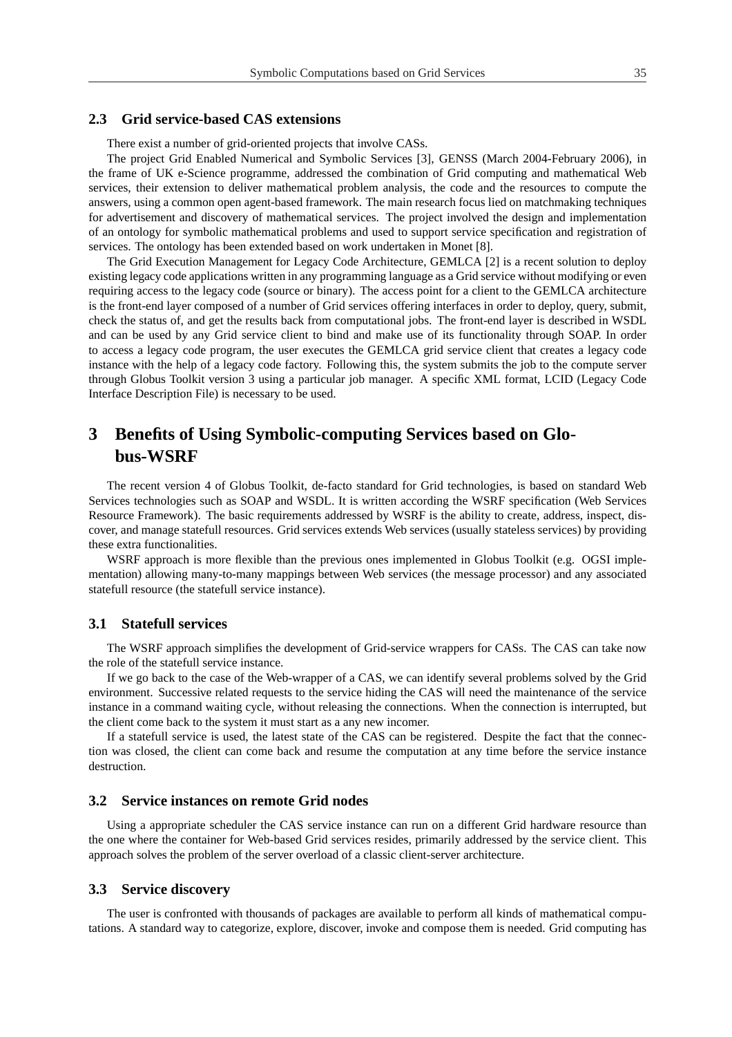### 2.3 Grid service-based CAS extensions

There exist a number of grid-oriented projects that involve CASs.

The project Grid Enabled Numerical and Symbolic Services [3], GENSS (March 2004-February 2006), in the frame of UK e-Science programme, addressed the combination of Grid computing and mathematical Web services, their extension to deliver mathematical problem analysis, the code and the resources to compute the answers, using a common open agent-based framework. The main research focus lied on matchmaking techniques for advertisement and discovery of mathematical services. The project involved the design and implementation of an ontology for symbolic mathematical problems and used to support service specification and registration of services. The ontology has been extended based on work undertaken in Monet [8].

The Grid Execution Management for Legacy Code Architecture, GEMLCA [2] is a recent solution to deploy existing legacy code applications written in any programming language as a Grid service without modifying or even requiring access to the legacy code (source or binary). The access point for a client to the GEMLCA architecture is the front-end layer composed of a number of Grid services offering interfaces in order to deploy, query, submit, check the status of, and get the results back from computational jobs. The front-end layer is described in WSDL and can be used by any Grid service client to bind and make use of its functionality through SOAP. In order to access a legacy code program, the user executes the GEMLCA grid service client that creates a legacy code instance with the help of a legacy code factory. Following this, the system submits the job to the compute server through Globus Toolkit version 3 using a particular job manager. A specific XML format, LCID (Legacy Code Interface Description File) is necessary to be used.

## 3 Benefits of Using Symbolic-computing Services based on Globus-WSRF

The recent version 4 of Globus Toolkit, de-facto standard for Grid technologies, is based on standard Web Services technologies such as SOAP and WSDL. It is written according the WSRF specification (Web Services Resource Framework). The basic requirements addressed by WSRF is the ability to create, address, inspect, discover, and manage statefull resources. Grid services extends Web services (usually stateless services) by providing these extra functionalities.

WSRF approach is more flexible than the previous ones implemented in Globus Toolkit (e.g. OGSI implementation) allowing many-to-many mappings between Web services (the message processor) and any associated statefull resource (the statefull service instance).

### 3.1 Statefull services

The WSRF approach simplifies the development of Grid-service wrappers for CASs. The CAS can take now the role of the statefull service instance.

If we go back to the case of the Web-wrapper of a CAS, we can identify several problems solved by the Grid environment. Successive related requests to the service hiding the CAS will need the maintenance of the service instance in a command waiting cycle, without releasing the connections. When the connection is interrupted, but the client come back to the system it must start as a any new incomer.

If a statefull service is used, the latest state of the CAS can be registered. Despite the fact that the connection was closed, the client can come back and resume the computation at any time before the service instance destruction.

### 3.2 Service instances on remote Grid nodes

Using a appropriate scheduler the CAS service instance can run on a different Grid hardware resource than the one where the container for Web-based Grid services resides, primarily addressed by the service client. This approach solves the problem of the server overload of a classic client-server architecture.

### 3.3 Service discovery

The user is confronted with thousands of packages are available to perform all kinds of mathematical computations. A standard way to categorize, explore, discover, invoke and compose them is needed. Grid computing has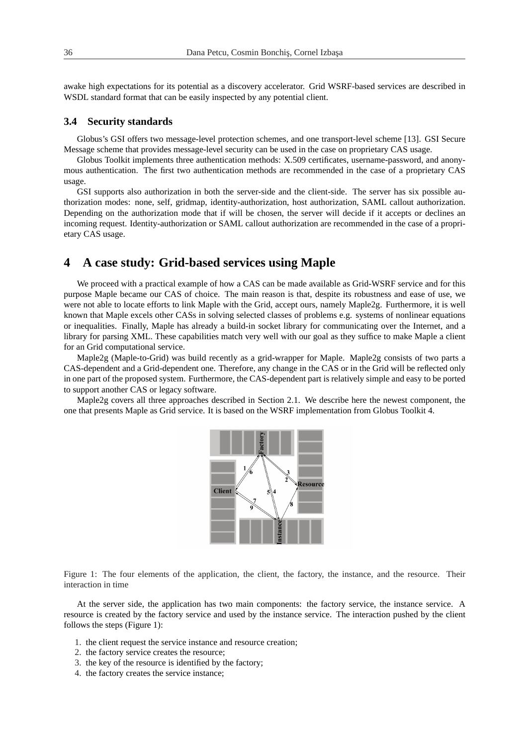awake high expectations for its potential as a discovery accelerator. Grid WSRF-based services are described in WSDL standard format that can be easily inspected by any potential client.

### 3.4 Security standards

Globus's GSI offers two message-level protection schemes, and one transport-level scheme [13]. GSI Secure Message scheme that provides message-level security can be used in the case on proprietary CAS usage.

Globus Toolkit implements three authentication methods: X.509 certificates, username-password, and anonymous authentication. The first two authentication methods are recommended in the case of a proprietary CAS usage.

GSI supports also authorization in both the server-side and the client-side. The server has six possible authorization modes: none, self, gridmap, identity-authorization, host authorization, SAML callout authorization. Depending on the authorization mode that if will be chosen, the server will decide if it accepts or declines an incoming request. Identity-authorization or SAML callout authorization are recommended in the case of a proprietary CAS usage.

## 4 A case study: Grid-based services using Maple

We proceed with a practical example of how a CAS can be made available as Grid-WSRF service and for this purpose Maple became our CAS of choice. The main reason is that, despite its robustness and ease of use, we were not able to locate efforts to link Maple with the Grid, accept ours, namely Maple2g. Furthermore, it is well known that Maple excels other CASs in solving selected classes of problems e.g. systems of nonlinear equations or inequalities. Finally, Maple has already a build-in socket library for communicating over the Internet, and a library for parsing XML. These capabilities match very well with our goal as they suffice to make Maple a client for an Grid computational service.

Maple2g (Maple-to-Grid) was build recently as a grid-wrapper for Maple. Maple2g consists of two parts a CAS-dependent and a Grid-dependent one. Therefore, any change in the CAS or in the Grid will be reflected only in one part of the proposed system. Furthermore, the CAS-dependent part is relatively simple and easy to be ported to support another CAS or legacy software.

Maple2g covers all three approaches described in Section 2.1. We describe here the newest component, the one that presents Maple as Grid service. It is based on the WSRF implementation from Globus Toolkit 4.

Figure 1: The four elements of the application, the client, the factory, the instance, and the resource. Their interaction in time

At the server side, the application has two main components: the factory service, the instance service. A resource is created by the factory service and used by the instance service. The interaction pushed by the client follows the steps (Figure 1):

1. the client request the service instance and resource creation;
2. the factory service creates the resource;
3. the key of the resource is identified by the factory;
4. the factory creates the service instance;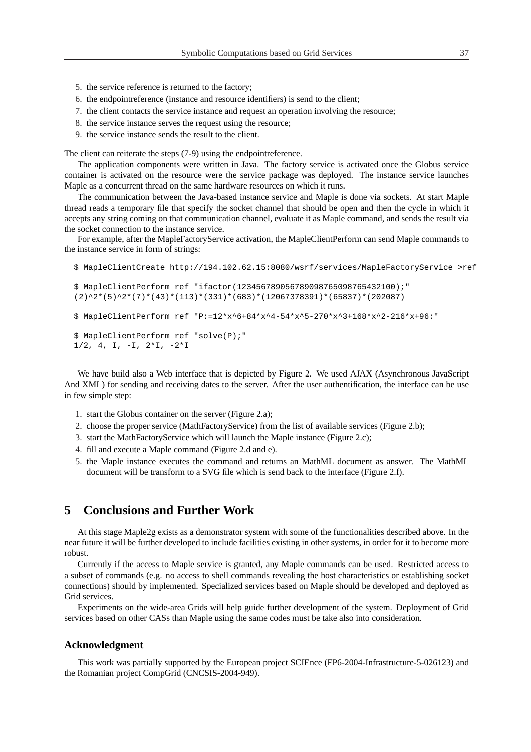5. the service reference is returned to the factory;
6. the endpointreference (instance and resource identifiers) is send to the client;
7. the client contacts the service instance and request an operation involving the resource;
8. the service instance serves the request using the resource;
9. the service instance sends the result to the client.

The client can reiterate the steps (7-9) using the endpointreference.

The application components were written in Java. The factory service is activated once the Globus service container is activated on the resource were the service package was deployed. The instance service launches Maple as a concurrent thread on the same hardware resources on which it runs.

The communication between the Java-based instance service and Maple is done via sockets. At start Maple thread reads a temporary file that specify the socket channel that should be open and then the cycle in which it accepts any string coming on that communication channel, evaluate it as Maple command, and sends the result via the socket connection to the instance service.

For example, after the MapleFactoryService activation, the MapleClientPerform can send Maple commands to the instance service in form of strings:

```
$ MapleClientCreate http://194.102.62.15:8080/wsrf/services/MapleFactoryService >ref

$ MapleClientPerform ref "ifactor(12345678905678909876509876543210 0);"
(2)^2*(5)^2*(7)*(43)*(113)*(331)*(683)*(12067378391)*(65837)*(202087)

$ MapleClientPerform ref "P:=12*x^6+84*x^4-54*x^5-270*x^3+168*x^2-216*x+96:"

$ MapleClientPerform ref "solve(P);"
1/2, 4, I, -I, 2*I, -2*I
```

We have build also a Web interface that is depicted by Figure 2. We used AJAX (Asynchronous JavaScript And XML) for sending and receiving dates to the server. After the user authentification, the interface can be use in few simple step:

1. start the Globus container on the server (Figure 2.a);
2. choose the proper service (MathFactoryService) from the list of available services (Figure 2.b);
3. start the MathFactoryService which will launch the Maple instance (Figure 2.c);
4. fill and execute a Maple command (Figure 2.d and e).
5. the Maple instance executes the command and returns an MathML document as answer. The MathML document will be transform to a SVG file which is send back to the interface (Figure 2.f).

## 5 Conclusions and Further Work

At this stage Maple2g exists as a demonstrator system with some of the functionalities described above. In the near future it will be further developed to include facilities existing in other systems, in order for it to become more robust.

Currently if the access to Maple service is granted, any Maple commands can be used. Restricted access to a subset of commands (e.g. no access to shell commands revealing the host characteristics or establishing socket connections) should by implemented. Specialized services based on Maple should be developed and deployed as Grid services.

Experiments on the wide-area Grids will help guide further development of the system. Deployment of Grid services based on other CASs than Maple using the same codes must be take also into consideration.

### Acknowledgment

This work was partially supported by the European project SCIEnce (FP6-2004-Infrastructure-5-026123) and the Romanian project CompGrid (CNCSIS-2004-949).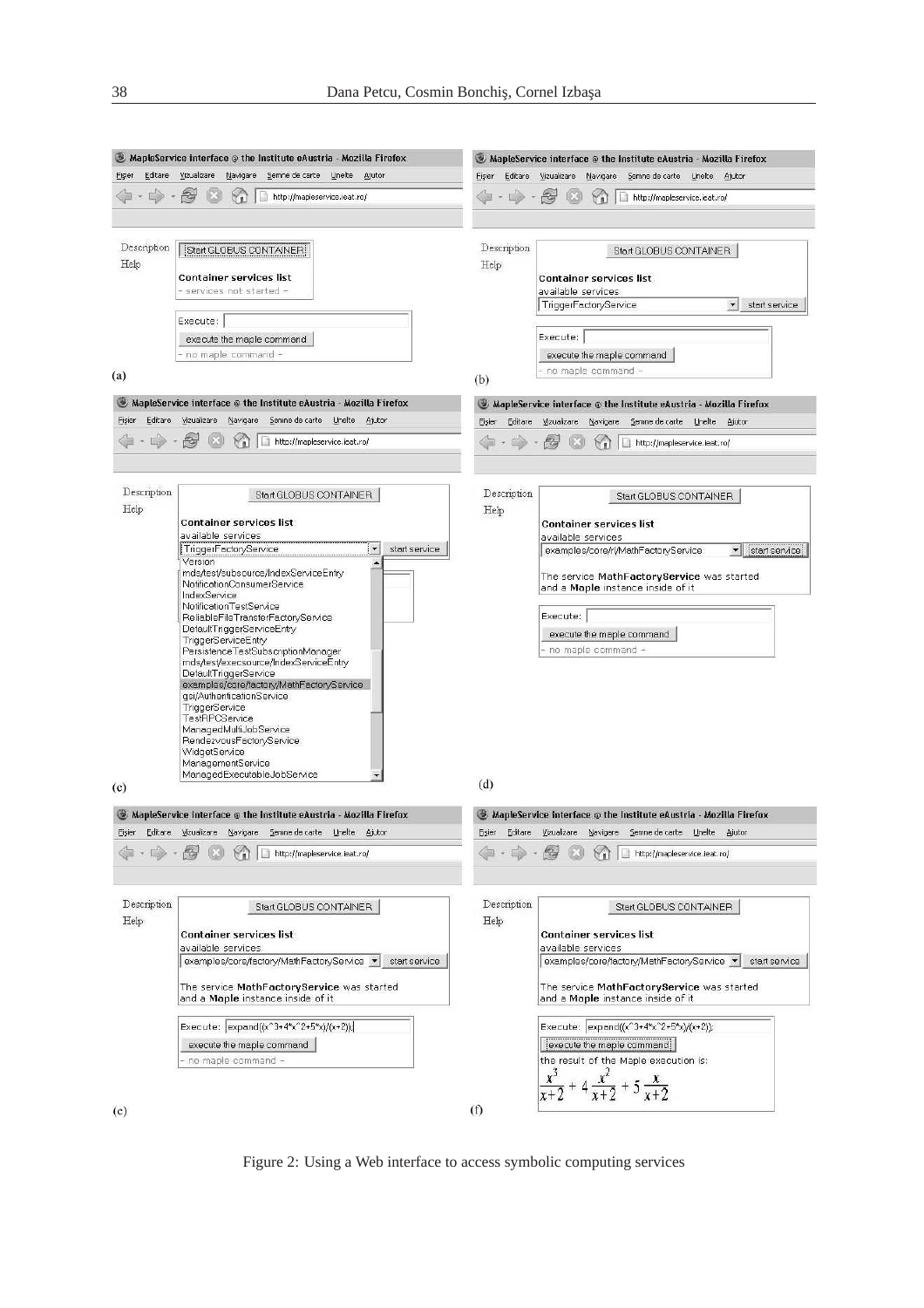Figure 2: Using a Web interface to access symbolic computing services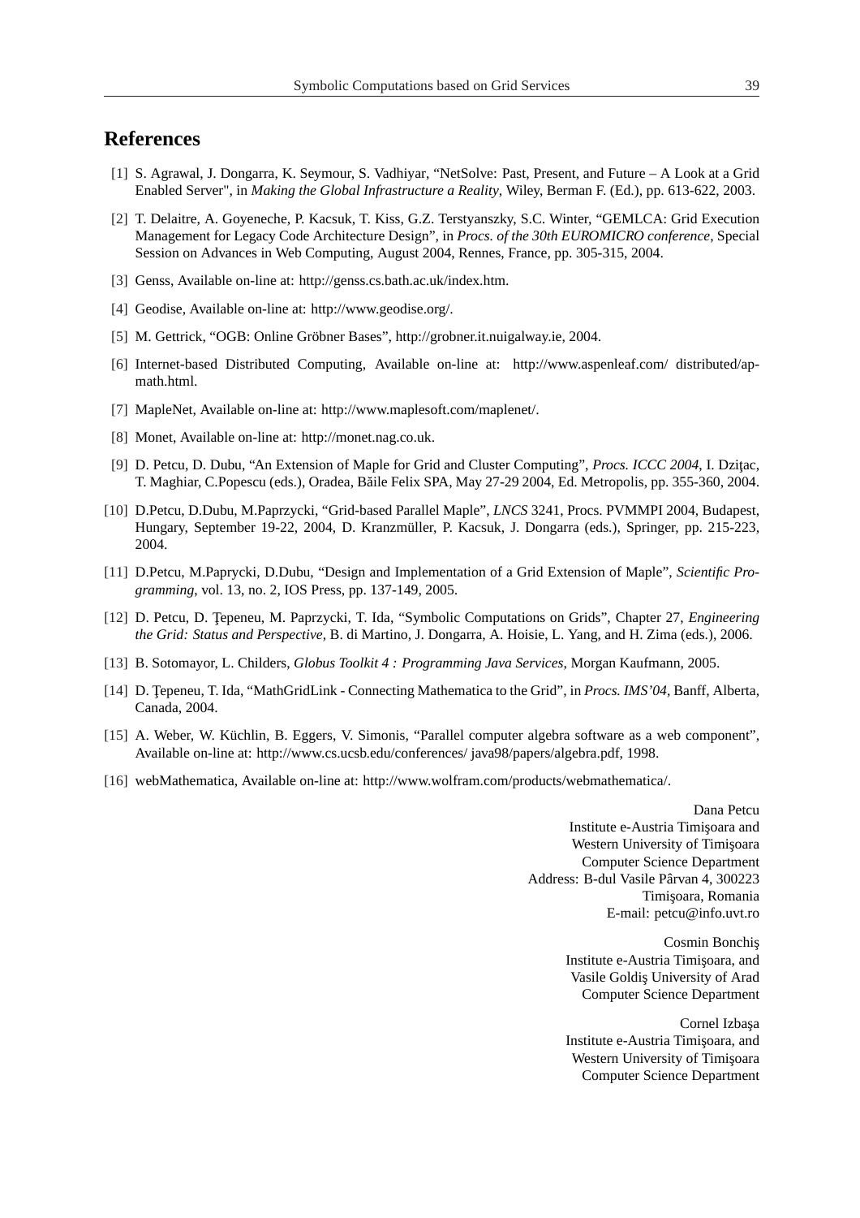## References

[1] S. Agrawal, J. Dongarra, K. Seymour, S. Vadhiyar, “NetSolve: Past, Present, and Future – A Look at a Grid Enabled Server", in *Making the Global Infrastructure a Reality*, Wiley, Berman F. (Ed.), pp. 613-622, 2003.

[2] T. Delaitre, A. Goyeneche, P. Kacsuk, T. Kiss, G.Z. Terstyanszky, S.C. Winter, “GEMLCA: Grid Execution Management for Legacy Code Architecture Design”, in *Procs. of the 30th EUROMICRO conference*, Special Session on Advances in Web Computing, August 2004, Rennes, France, pp. 305-315, 2004.

[3] Genss, Available on-line at: http://genss.cs.bath.ac.uk/index.htm.

[4] Geodise, Available on-line at: http://www.geodise.org/.

[5] M. Gettrick, “OGB: Online Gröbner Bases”, http://grobner.it.nuigalway.ie, 2004.

[6] Internet-based Distributed Computing, Available on-line at: http://www.aspenleaf.com/ distributed/ap-math.html.

[7] MapleNet, Available on-line at: http://www.maplesoft.com/maplenet/.

[8] Monet, Available on-line at: http://monet.nag.co.uk.

[9] D. Petcu, D. Dubu, “An Extension of Maple for Grid and Cluster Computing”, *Procs. ICCC 2004*, I. Dziţac, T. Maghiar, C.Popescu (eds.), Oradea, Băile Felix SPA, May 27-29 2004, Ed. Metropolis, pp. 355-360, 2004.

[10] D.Petcu, D.Dubu, M.Paprzycki, “Grid-based Parallel Maple”, *LNCS* 3241, Procs. PVMMPI 2004, Budapest, Hungary, September 19-22, 2004, D. Kranzmüller, P. Kacsuk, J. Dongarra (eds.), Springer, pp. 215-223, 2004.

[11] D.Petcu, M.Paprycki, D.Dubu, “Design and Implementation of a Grid Extension of Maple”, *Scientific Programming*, vol. 13, no. 2, IOS Press, pp. 137-149, 2005.

[12] D. Petcu, D. Ţepeneu, M. Paprzycki, T. Ida, “Symbolic Computations on Grids”, Chapter 27, *Engineering the Grid: Status and Perspective*, B. di Martino, J. Dongarra, A. Hoisie, L. Yang, and H. Zima (eds.), 2006.

[13] B. Sotomayor, L. Childers, *Globus Toolkit 4 : Programming Java Services*, Morgan Kaufmann, 2005.

[14] D. Ţepeneu, T. Ida, “MathGridLink - Connecting Mathematica to the Grid”, in *Procs. IMS’04*, Banff, Alberta, Canada, 2004.

[15] A. Weber, W. Küchlin, B. Eggers, V. Simonis, “Parallel computer algebra software as a web component”, Available on-line at: http://www.cs.ucsb.edu/conferences/ java98/papers/algebra.pdf, 1998.

[16] webMathematica, Available on-line at: http://www.wolfram.com/products/webmathematica/.

Dana Petcu
Institute e-Austria Timişoara and
Western University of Timişoara
Computer Science Department
Address: B-dul Vasile Pârvan 4, 300223
Timişoara, Romania
E-mail: petcu@info.uvt.ro

Cosmin Bonchiş
Institute e-Austria Timişoara, and
Vasile Goldiş University of Arad
Computer Science Department

Cornel Izbaşa
Institute e-Austria Timişoara, and
Western University of Timişoara
Computer Science Department